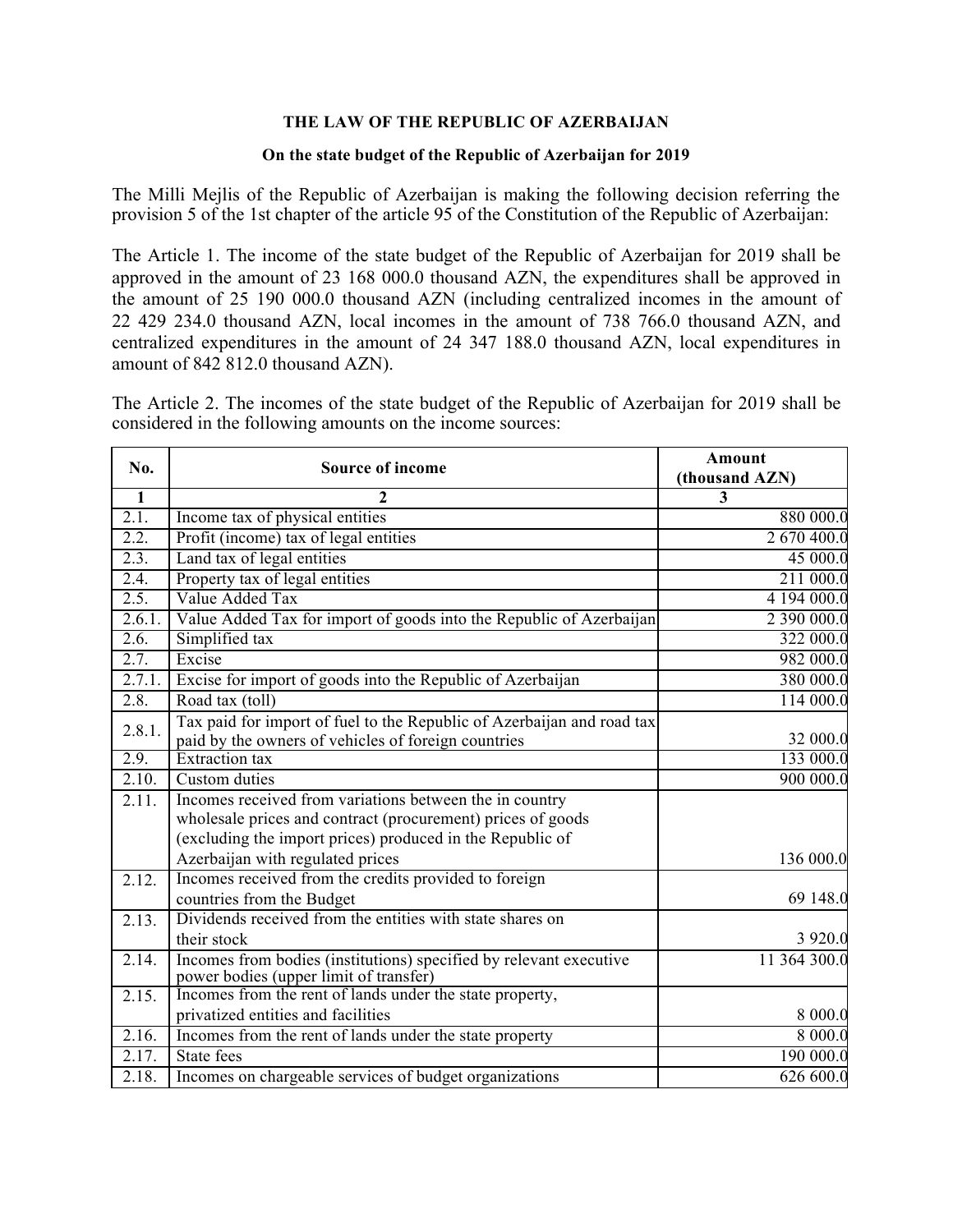**THE LAW OF THE REPUBLIC OF AZERBAIJAN**

**On the state budget of the Republic of Azerbaijan for 2019**

The Milli Mejlis of the Republic of Azerbaijan is making the following decision referring the provision 5 of the 1st chapter of the article 95 of the Constitution of the Republic of Azerbaijan:

The Article 1. The income of the state budget of the Republic of Azerbaijan for 2019 shall be approved in the amount of 23 168 000.0 thousand AZN, the expenditures shall be approved in the amount of 25 190 000.0 thousand AZN (including centralized incomes in the amount of 22 429 234.0 thousand AZN, local incomes in the amount of 738 766.0 thousand AZN, and centralized expenditures in the amount of 24 347 188.0 thousand AZN, local expenditures in amount of 842 812.0 thousand AZN).

The Article 2. The incomes of the state budget of the Republic of Azerbaijan for 2019 shall be considered in the following amounts on the income sources:

| No. | Source of income | Amount (thousand AZN) |
|---|---|---|
| 1 | 2 | 3 |
| 2.1. | Income tax of physical entities | 880 000.0 |
| 2.2. | Profit (income) tax of legal entities | 2 670 400.0 |
| 2.3. | Land tax of legal entities | 45 000.0 |
| 2.4. | Property tax of legal entities | 211 000.0 |
| 2.5. | Value Added Tax | 4 194 000.0 |
| 2.6.1. | Value Added Tax for import of goods into the Republic of Azerbaijan | 2 390 000.0 |
| 2.6. | Simplified tax | 322 000.0 |
| 2.7. | Excise | 982 000.0 |
| 2.7.1. | Excise for import of goods into the Republic of Azerbaijan | 380 000.0 |
| 2.8. | Road tax (toll) | 114 000.0 |
| 2.8.1. | Tax paid for import of fuel to the Republic of Azerbaijan and road tax paid by the owners of vehicles of foreign countries | 32 000.0 |
| 2.9. | Extraction tax | 133 000.0 |
| 2.10. | Custom duties | 900 000.0 |
| 2.11. | Incomes received from variations between the in country wholesale prices and contract (procurement) prices of goods (excluding the import prices) produced in the Republic of Azerbaijan with regulated prices | 136 000.0 |
| 2.12. | Incomes received from the credits provided to foreign countries from the Budget | 69 148.0 |
| 2.13. | Dividends received from the entities with state shares on their stock | 3 920.0 |
| 2.14. | Incomes from bodies (institutions) specified by relevant executive power bodies (upper limit of transfer) | 11 364 300.0 |
| 2.15. | Incomes from the rent of lands under the state property, privatized entities and facilities | 8 000.0 |
| 2.16. | Incomes from the rent of lands under the state property | 8 000.0 |
| 2.17. | State fees | 190 000.0 |
| 2.18. | Incomes on chargeable services of budget organizations | 626 600.0 |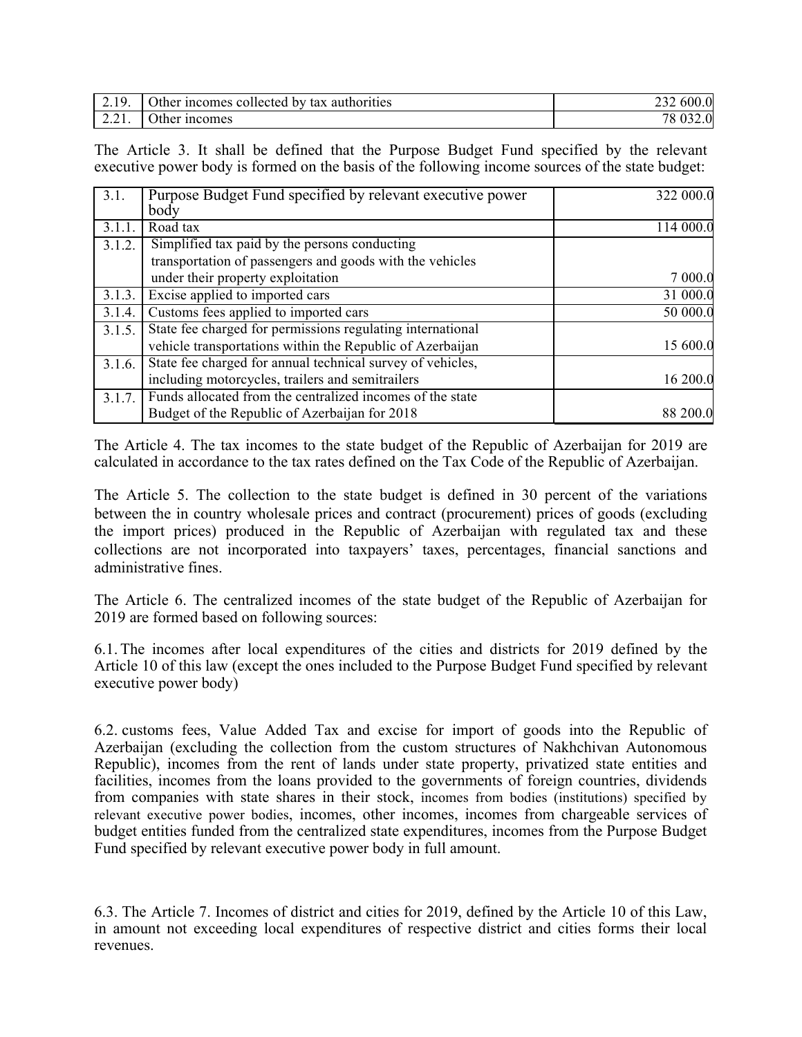| 2.19. | Other incomes collected by tax authorities | 232 600.0 |
|---|---|---|
| 2.21. | Other incomes | 78 032.0 |

The Article 3. It shall be defined that the Purpose Budget Fund specified by the relevant executive power body is formed on the basis of the following income sources of the state budget:

| 3.1. | Purpose Budget Fund specified by relevant executive power body | 322 000.0 |
|---|---|---|
| 3.1.1. | Road tax | 114 000.0 |
| 3.1.2. | Simplified tax paid by the persons conducting transportation of passengers and goods with the vehicles under their property exploitation | 7 000.0 |
| 3.1.3. | Excise applied to imported cars | 31 000.0 |
| 3.1.4. | Customs fees applied to imported cars | 50 000.0 |
| 3.1.5. | State fee charged for permissions regulating international vehicle transportations within the Republic of Azerbaijan | 15 600.0 |
| 3.1.6. | State fee charged for annual technical survey of vehicles, including motorcycles, trailers and semitrailers | 16 200.0 |
| 3.1.7. | Funds allocated from the centralized incomes of the state Budget of the Republic of Azerbaijan for 2018 | 88 200.0 |

The Article 4. The tax incomes to the state budget of the Republic of Azerbaijan for 2019 are calculated in accordance to the tax rates defined on the Tax Code of the Republic of Azerbaijan.

The Article 5. The collection to the state budget is defined in 30 percent of the variations between the in country wholesale prices and contract (procurement) prices of goods (excluding the import prices) produced in the Republic of Azerbaijan with regulated tax and these collections are not incorporated into taxpayers' taxes, percentages, financial sanctions and administrative fines.

The Article 6. The centralized incomes of the state budget of the Republic of Azerbaijan for 2019 are formed based on following sources:

6.1. The incomes after local expenditures of the cities and districts for 2019 defined by the Article 10 of this law (except the ones included to the Purpose Budget Fund specified by relevant executive power body)

6.2. customs fees, Value Added Tax and excise for import of goods into the Republic of Azerbaijan (excluding the collection from the custom structures of Nakhchivan Autonomous Republic), incomes from the rent of lands under state property, privatized state entities and facilities, incomes from the loans provided to the governments of foreign countries, dividends from companies with state shares in their stock, incomes from bodies (institutions) specified by relevant executive power bodies, incomes, other incomes, incomes from chargeable services of budget entities funded from the centralized state expenditures, incomes from the Purpose Budget Fund specified by relevant executive power body in full amount.

6.3. The Article 7. Incomes of district and cities for 2019, defined by the Article 10 of this Law, in amount not exceeding local expenditures of respective district and cities forms their local revenues.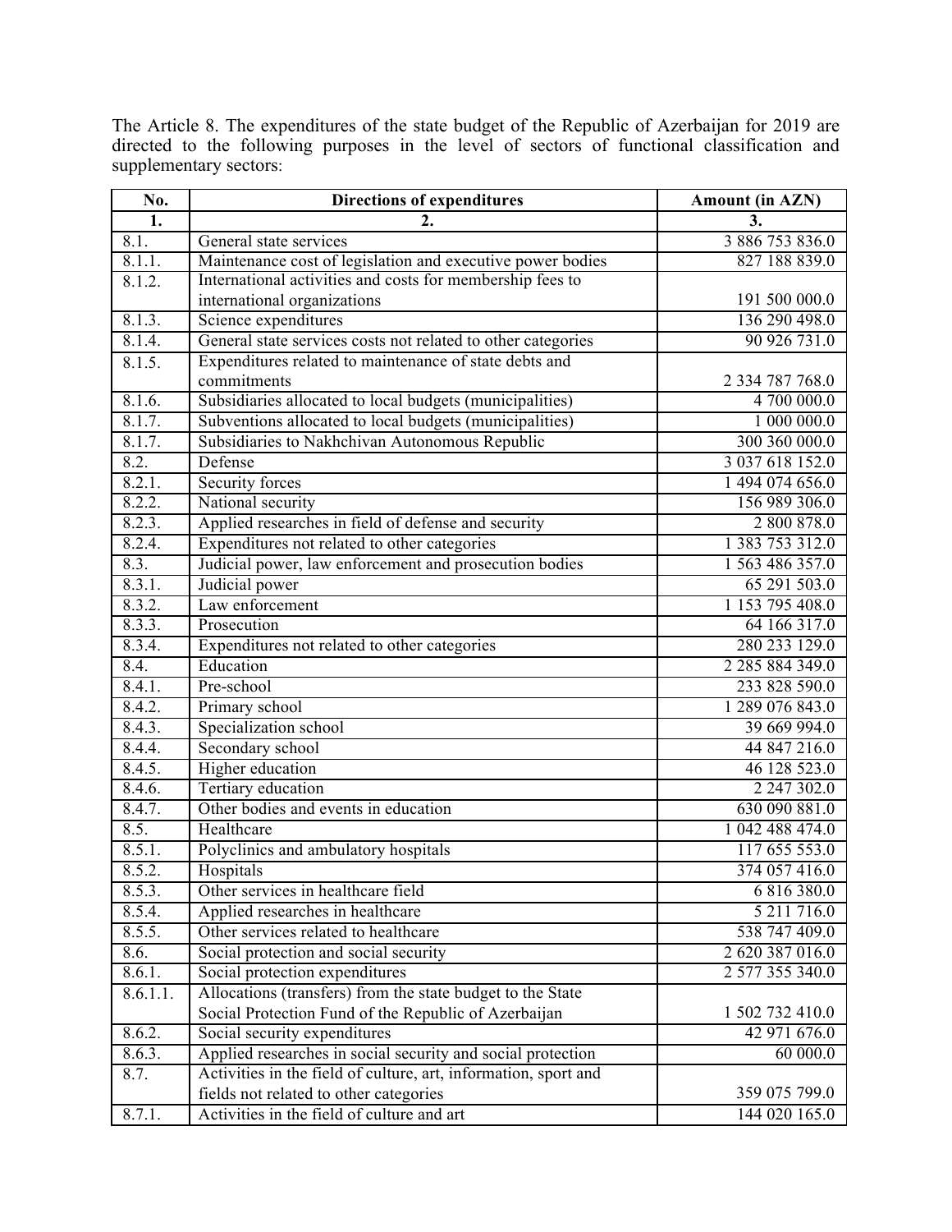The Article 8. The expenditures of the state budget of the Republic of Azerbaijan for 2019 are directed to the following purposes in the level of sectors of functional classification and supplementary sectors:

| No. | Directions of expenditures | Amount (in AZN) |
|---|---|---|
| 1. | 2. | 3. |
| 8.1. | General state services | 3 886 753 836.0 |
| 8.1.1. | Maintenance cost of legislation and executive power bodies | 827 188 839.0 |
| 8.1.2. | International activities and costs for membership fees to international organizations | 191 500 000.0 |
| 8.1.3. | Science expenditures | 136 290 498.0 |
| 8.1.4. | General state services costs not related to other categories | 90 926 731.0 |
| 8.1.5. | Expenditures related to maintenance of state debts and commitments | 2 334 787 768.0 |
| 8.1.6. | Subsidiaries allocated to local budgets (municipalities) | 4 700 000.0 |
| 8.1.7. | Subventions allocated to local budgets (municipalities) | 1 000 000.0 |
| 8.1.7. | Subsidiaries to Nakhchivan Autonomous Republic | 300 360 000.0 |
| 8.2. | Defense | 3 037 618 152.0 |
| 8.2.1. | Security forces | 1 494 074 656.0 |
| 8.2.2. | National security | 156 989 306.0 |
| 8.2.3. | Applied researches in field of defense and security | 2 800 878.0 |
| 8.2.4. | Expenditures not related to other categories | 1 383 753 312.0 |
| 8.3. | Judicial power, law enforcement and prosecution bodies | 1 563 486 357.0 |
| 8.3.1. | Judicial power | 65 291 503.0 |
| 8.3.2. | Law enforcement | 1 153 795 408.0 |
| 8.3.3. | Prosecution | 64 166 317.0 |
| 8.3.4. | Expenditures not related to other categories | 280 233 129.0 |
| 8.4. | Education | 2 285 884 349.0 |
| 8.4.1. | Pre-school | 233 828 590.0 |
| 8.4.2. | Primary school | 1 289 076 843.0 |
| 8.4.3. | Specialization school | 39 669 994.0 |
| 8.4.4. | Secondary school | 44 847 216.0 |
| 8.4.5. | Higher education | 46 128 523.0 |
| 8.4.6. | Tertiary education | 2 247 302.0 |
| 8.4.7. | Other bodies and events in education | 630 090 881.0 |
| 8.5. | Healthcare | 1 042 488 474.0 |
| 8.5.1. | Polyclinics and ambulatory hospitals | 117 655 553.0 |
| 8.5.2. | Hospitals | 374 057 416.0 |
| 8.5.3. | Other services in healthcare field | 6 816 380.0 |
| 8.5.4. | Applied researches in healthcare | 5 211 716.0 |
| 8.5.5. | Other services related to healthcare | 538 747 409.0 |
| 8.6. | Social protection and social security | 2 620 387 016.0 |
| 8.6.1. | Social protection expenditures | 2 577 355 340.0 |
| 8.6.1.1. | Allocations (transfers) from the state budget to the State Social Protection Fund of the Republic of Azerbaijan | 1 502 732 410.0 |
| 8.6.2. | Social security expenditures | 42 971 676.0 |
| 8.6.3. | Applied researches in social security and social protection | 60 000.0 |
| 8.7. | Activities in the field of culture, art, information, sport and fields not related to other categories | 359 075 799.0 |
| 8.7.1. | Activities in the field of culture and art | 144 020 165.0 |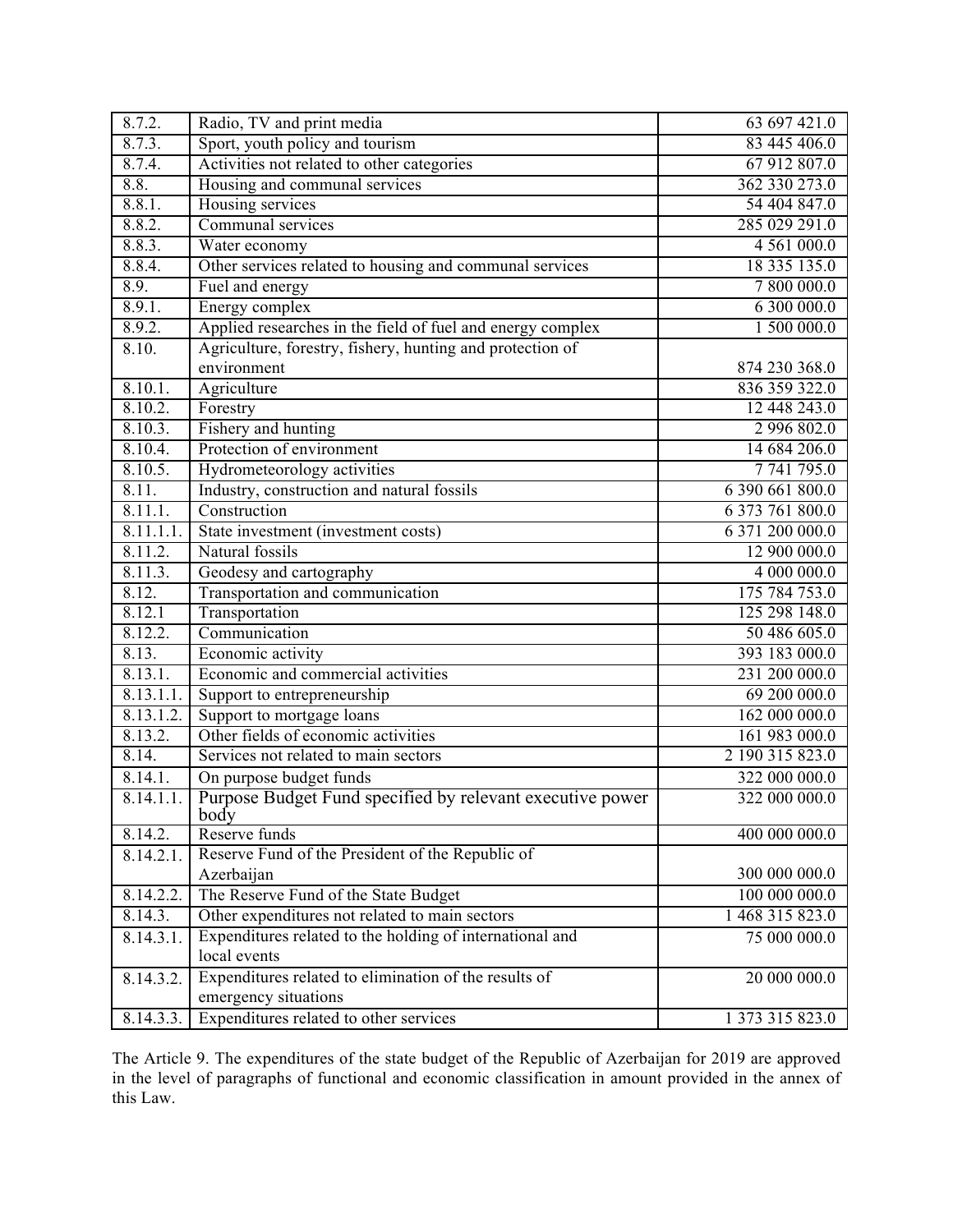| | | |
|---|---|---|
| 8.7.2. | Radio, TV and print media | 63 697 421.0 |
| 8.7.3. | Sport, youth policy and tourism | 83 445 406.0 |
| 8.7.4. | Activities not related to other categories | 67 912 807.0 |
| 8.8. | Housing and communal services | 362 330 273.0 |
| 8.8.1. | Housing services | 54 404 847.0 |
| 8.8.2. | Communal services | 285 029 291.0 |
| 8.8.3. | Water economy | 4 561 000.0 |
| 8.8.4. | Other services related to housing and communal services | 18 335 135.0 |
| 8.9. | Fuel and energy | 7 800 000.0 |
| 8.9.1. | Energy complex | 6 300 000.0 |
| 8.9.2. | Applied researches in the field of fuel and energy complex | 1 500 000.0 |
| 8.10. | Agriculture, forestry, fishery, hunting and protection of environment | 874 230 368.0 |
| 8.10.1. | Agriculture | 836 359 322.0 |
| 8.10.2. | Forestry | 12 448 243.0 |
| 8.10.3. | Fishery and hunting | 2 996 802.0 |
| 8.10.4. | Protection of environment | 14 684 206.0 |
| 8.10.5. | Hydrometeorology activities | 7 741 795.0 |
| 8.11. | Industry, construction and natural fossils | 6 390 661 800.0 |
| 8.11.1. | Construction | 6 373 761 800.0 |
| 8.11.1.1. | State investment (investment costs) | 6 371 200 000.0 |
| 8.11.2. | Natural fossils | 12 900 000.0 |
| 8.11.3. | Geodesy and cartography | 4 000 000.0 |
| 8.12. | Transportation and communication | 175 784 753.0 |
| 8.12.1 | Transportation | 125 298 148.0 |
| 8.12.2. | Communication | 50 486 605.0 |
| 8.13. | Economic activity | 393 183 000.0 |
| 8.13.1. | Economic and commercial activities | 231 200 000.0 |
| 8.13.1.1. | Support to entrepreneurship | 69 200 000.0 |
| 8.13.1.2. | Support to mortgage loans | 162 000 000.0 |
| 8.13.2. | Other fields of economic activities | 161 983 000.0 |
| 8.14. | Services not related to main sectors | 2 190 315 823.0 |
| 8.14.1. | On purpose budget funds | 322 000 000.0 |
| 8.14.1.1. | Purpose Budget Fund specified by relevant executive power body | 322 000 000.0 |
| 8.14.2. | Reserve funds | 400 000 000.0 |
| 8.14.2.1. | Reserve Fund of the President of the Republic of Azerbaijan | 300 000 000.0 |
| 8.14.2.2. | The Reserve Fund of the State Budget | 100 000 000.0 |
| 8.14.3. | Other expenditures not related to main sectors | 1 468 315 823.0 |
| 8.14.3.1. | Expenditures related to the holding of international and local events | 75 000 000.0 |
| 8.14.3.2. | Expenditures related to elimination of the results of emergency situations | 20 000 000.0 |
| 8.14.3.3. | Expenditures related to other services | 1 373 315 823.0 |

The Article 9. The expenditures of the state budget of the Republic of Azerbaijan for 2019 are approved in the level of paragraphs of functional and economic classification in amount provided in the annex of this Law.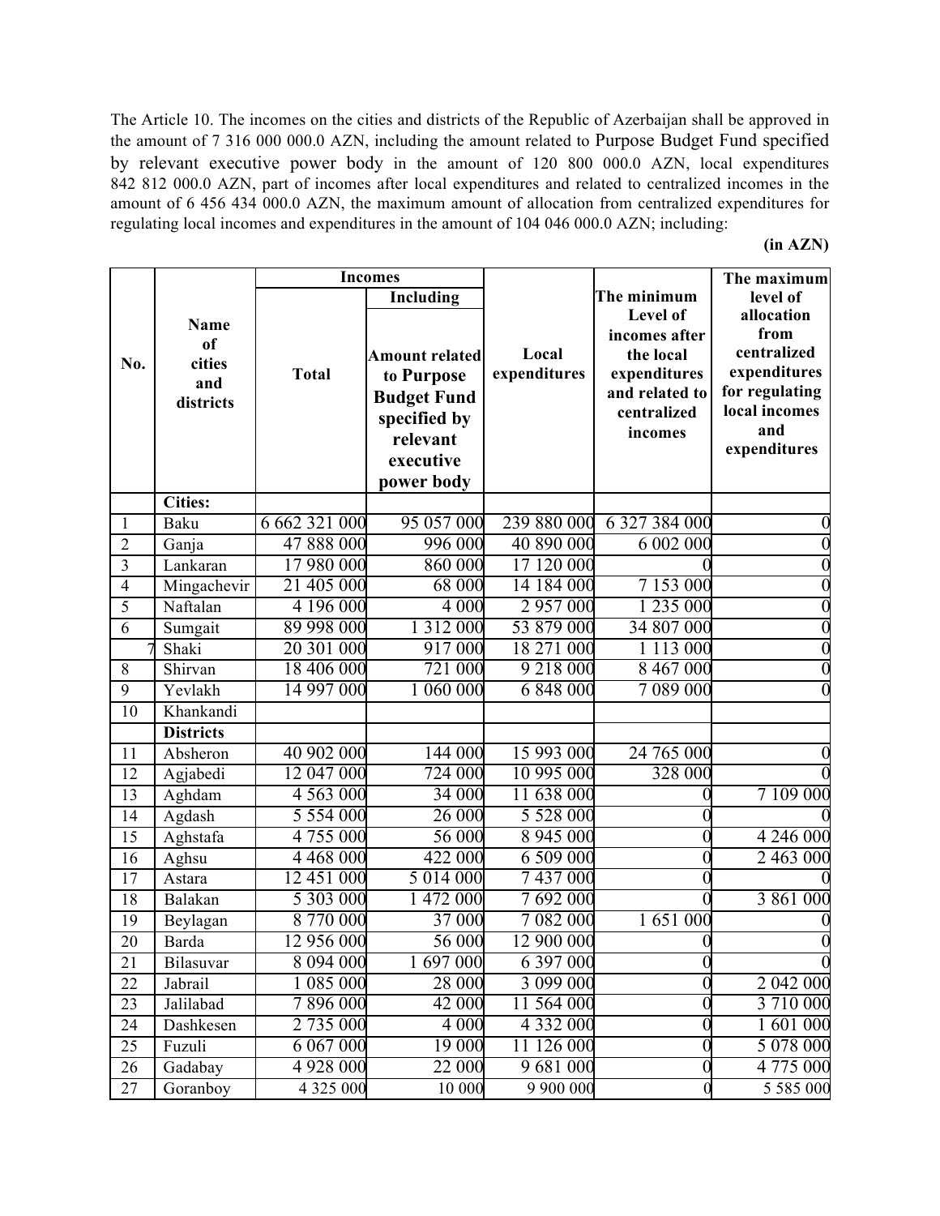The Article 10. The incomes on the cities and districts of the Republic of Azerbaijan shall be approved in the amount of 7 316 000 000.0 AZN, including the amount related to Purpose Budget Fund specified by relevant executive power body in the amount of 120 800 000.0 AZN, local expenditures 842 812 000.0 AZN, part of incomes after local expenditures and related to centralized incomes in the amount of 6 456 434 000.0 AZN, the maximum amount of allocation from centralized expenditures for regulating local incomes and expenditures in the amount of 104 046 000.0 AZN; including:

**(in AZN)**

| No. | Name of cities and districts | Incomes | | Local expenditures | The minimum Level of incomes after the local expenditures and related to centralized incomes | The maximum level of allocation from centralized expenditures for regulating local incomes and expenditures |
|---|---|---|---|---|---|---|
| | | Total | Including: Amount related to Purpose Budget Fund specified by relevant executive power body | | | |
| | **Cities:** | | | | | |
| 1 | Baku | 6 662 321 000 | 95 057 000 | 239 880 000 | 6 327 384 000 | 0 |
| 2 | Ganja | 47 888 000 | 996 000 | 40 890 000 | 6 002 000 | 0 |
| 3 | Lankaran | 17 980 000 | 860 000 | 17 120 000 | 0 | 0 |
| 4 | Mingachevir | 21 405 000 | 68 000 | 14 184 000 | 7 153 000 | 0 |
| 5 | Naftalan | 4 196 000 | 4 000 | 2 957 000 | 1 235 000 | 0 |
| 6 | Sumgait | 89 998 000 | 1 312 000 | 53 879 000 | 34 807 000 | 0 |
| 7 | Shaki | 20 301 000 | 917 000 | 18 271 000 | 1 113 000 | 0 |
| 8 | Shirvan | 18 406 000 | 721 000 | 9 218 000 | 8 467 000 | 0 |
| 9 | Yevlakh | 14 997 000 | 1 060 000 | 6 848 000 | 7 089 000 | 0 |
| 10 | Khankandi | | | | | |
| | **Districts** | | | | | |
| 11 | Absheron | 40 902 000 | 144 000 | 15 993 000 | 24 765 000 | 0 |
| 12 | Agjabedi | 12 047 000 | 724 000 | 10 995 000 | 328 000 | 0 |
| 13 | Aghdam | 4 563 000 | 34 000 | 11 638 000 | 0 | 7 109 000 |
| 14 | Agdash | 5 554 000 | 26 000 | 5 528 000 | 0 | 0 |
| 15 | Aghstafa | 4 755 000 | 56 000 | 8 945 000 | 0 | 4 246 000 |
| 16 | Aghsu | 4 468 000 | 422 000 | 6 509 000 | 0 | 2 463 000 |
| 17 | Astara | 12 451 000 | 5 014 000 | 7 437 000 | 0 | 0 |
| 18 | Balakan | 5 303 000 | 1 472 000 | 7 692 000 | 0 | 3 861 000 |
| 19 | Beylagan | 8 770 000 | 37 000 | 7 082 000 | 1 651 000 | 0 |
| 20 | Barda | 12 956 000 | 56 000 | 12 900 000 | 0 | 0 |
| 21 | Bilasuvar | 8 094 000 | 1 697 000 | 6 397 000 | 0 | 0 |
| 22 | Jabrail | 1 085 000 | 28 000 | 3 099 000 | 0 | 2 042 000 |
| 23 | Jalilabad | 7 896 000 | 42 000 | 11 564 000 | 0 | 3 710 000 |
| 24 | Dashkesen | 2 735 000 | 4 000 | 4 332 000 | 0 | 1 601 000 |
| 25 | Fuzuli | 6 067 000 | 19 000 | 11 126 000 | 0 | 5 078 000 |
| 26 | Gadabay | 4 928 000 | 22 000 | 9 681 000 | 0 | 4 775 000 |
| 27 | Goranboy | 4 325 000 | 10 000 | 9 900 000 | 0 | 5 585 000 |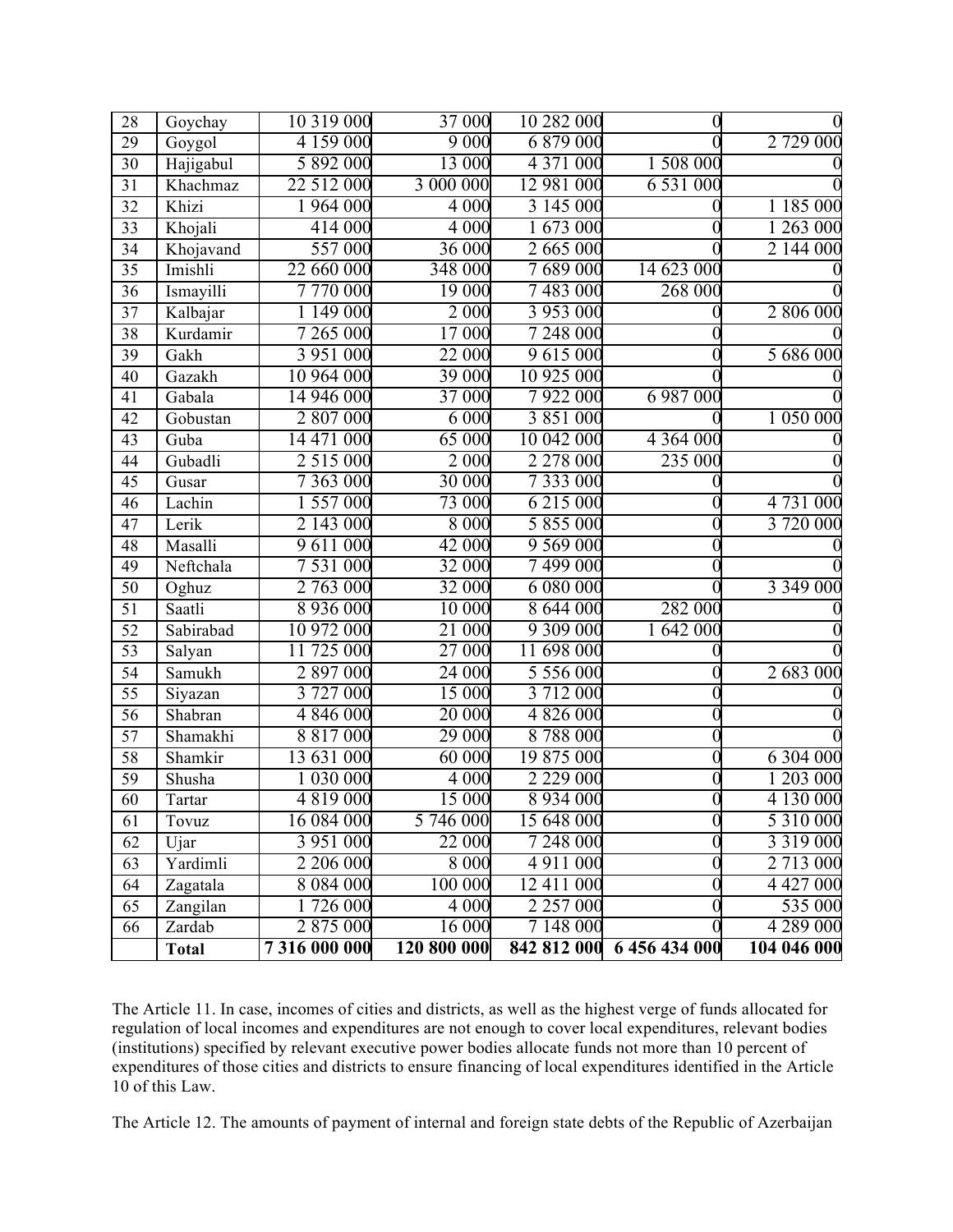| 28 | Goychay | 10 319 000 | 37 000 | 10 282 000 | 0 | 0 |
|---|---|---|---|---|---|---|
| 29 | Goygol | 4 159 000 | 9 000 | 6 879 000 | 0 | 2 729 000 |
| 30 | Hajigabul | 5 892 000 | 13 000 | 4 371 000 | 1 508 000 | 0 |
| 31 | Khachmaz | 22 512 000 | 3 000 000 | 12 981 000 | 6 531 000 | 0 |
| 32 | Khizi | 1 964 000 | 4 000 | 3 145 000 | 0 | 1 185 000 |
| 33 | Khojali | 414 000 | 4 000 | 1 673 000 | 0 | 1 263 000 |
| 34 | Khojavand | 557 000 | 36 000 | 2 665 000 | 0 | 2 144 000 |
| 35 | Imishli | 22 660 000 | 348 000 | 7 689 000 | 14 623 000 | 0 |
| 36 | Ismayilli | 7 770 000 | 19 000 | 7 483 000 | 268 000 | 0 |
| 37 | Kalbajar | 1 149 000 | 2 000 | 3 953 000 | 0 | 2 806 000 |
| 38 | Kurdamir | 7 265 000 | 17 000 | 7 248 000 | 0 | 0 |
| 39 | Gakh | 3 951 000 | 22 000 | 9 615 000 | 0 | 5 686 000 |
| 40 | Gazakh | 10 964 000 | 39 000 | 10 925 000 | 0 | 0 |
| 41 | Gabala | 14 946 000 | 37 000 | 7 922 000 | 6 987 000 | 0 |
| 42 | Gobustan | 2 807 000 | 6 000 | 3 851 000 | 0 | 1 050 000 |
| 43 | Guba | 14 471 000 | 65 000 | 10 042 000 | 4 364 000 | 0 |
| 44 | Gubadli | 2 515 000 | 2 000 | 2 278 000 | 235 000 | 0 |
| 45 | Gusar | 7 363 000 | 30 000 | 7 333 000 | 0 | 0 |
| 46 | Lachin | 1 557 000 | 73 000 | 6 215 000 | 0 | 4 731 000 |
| 47 | Lerik | 2 143 000 | 8 000 | 5 855 000 | 0 | 3 720 000 |
| 48 | Masalli | 9 611 000 | 42 000 | 9 569 000 | 0 | 0 |
| 49 | Neftchala | 7 531 000 | 32 000 | 7 499 000 | 0 | 0 |
| 50 | Oghuz | 2 763 000 | 32 000 | 6 080 000 | 0 | 3 349 000 |
| 51 | Saatli | 8 936 000 | 10 000 | 8 644 000 | 282 000 | 0 |
| 52 | Sabirabad | 10 972 000 | 21 000 | 9 309 000 | 1 642 000 | 0 |
| 53 | Salyan | 11 725 000 | 27 000 | 11 698 000 | 0 | 0 |
| 54 | Samukh | 2 897 000 | 24 000 | 5 556 000 | 0 | 2 683 000 |
| 55 | Siyazan | 3 727 000 | 15 000 | 3 712 000 | 0 | 0 |
| 56 | Shabran | 4 846 000 | 20 000 | 4 826 000 | 0 | 0 |
| 57 | Shamakhi | 8 817 000 | 29 000 | 8 788 000 | 0 | 0 |
| 58 | Shamkir | 13 631 000 | 60 000 | 19 875 000 | 0 | 6 304 000 |
| 59 | Shusha | 1 030 000 | 4 000 | 2 229 000 | 0 | 1 203 000 |
| 60 | Tartar | 4 819 000 | 15 000 | 8 934 000 | 0 | 4 130 000 |
| 61 | Tovuz | 16 084 000 | 5 746 000 | 15 648 000 | 0 | 5 310 000 |
| 62 | Ujar | 3 951 000 | 22 000 | 7 248 000 | 0 | 3 319 000 |
| 63 | Yardimli | 2 206 000 | 8 000 | 4 911 000 | 0 | 2 713 000 |
| 64 | Zagatala | 8 084 000 | 100 000 | 12 411 000 | 0 | 4 427 000 |
| 65 | Zangilan | 1 726 000 | 4 000 | 2 257 000 | 0 | 535 000 |
| 66 | Zardab | 2 875 000 | 16 000 | 7 148 000 | 0 | 4 289 000 |
| | **Total** | **7 316 000 000** | **120 800 000** | **842 812 000** | **6 456 434 000** | **104 046 000** |

The Article 11. In case, incomes of cities and districts, as well as the highest verge of funds allocated for regulation of local incomes and expenditures are not enough to cover local expenditures, relevant bodies (institutions) specified by relevant executive power bodies allocate funds not more than 10 percent of expenditures of those cities and districts to ensure financing of local expenditures identified in the Article 10 of this Law.

The Article 12. The amounts of payment of internal and foreign state debts of the Republic of Azerbaijan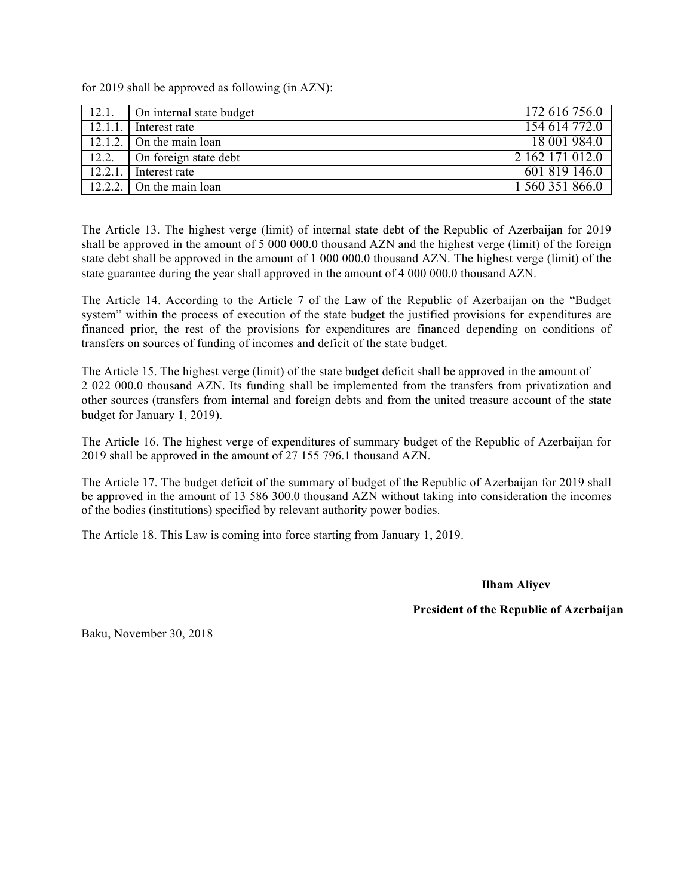for 2019 shall be approved as following (in AZN):

| | | |
|---|---|---|
| 12.1. | On internal state budget | 172 616 756.0 |
| 12.1.1. | Interest rate | 154 614 772.0 |
| 12.1.2. | On the main loan | 18 001 984.0 |
| 12.2. | On foreign state debt | 2 162 171 012.0 |
| 12.2.1. | Interest rate | 601 819 146.0 |
| 12.2.2. | On the main loan | 1 560 351 866.0 |

The Article 13. The highest verge (limit) of internal state debt of the Republic of Azerbaijan for 2019 shall be approved in the amount of 5 000 000.0 thousand AZN and the highest verge (limit) of the foreign state debt shall be approved in the amount of 1 000 000.0 thousand AZN. The highest verge (limit) of the state guarantee during the year shall approved in the amount of 4 000 000.0 thousand AZN.

The Article 14. According to the Article 7 of the Law of the Republic of Azerbaijan on the "Budget system" within the process of execution of the state budget the justified provisions for expenditures are financed prior, the rest of the provisions for expenditures are financed depending on conditions of transfers on sources of funding of incomes and deficit of the state budget.

The Article 15. The highest verge (limit) of the state budget deficit shall be approved in the amount of 2 022 000.0 thousand AZN. Its funding shall be implemented from the transfers from privatization and other sources (transfers from internal and foreign debts and from the united treasure account of the state budget for January 1, 2019).

The Article 16. The highest verge of expenditures of summary budget of the Republic of Azerbaijan for 2019 shall be approved in the amount of 27 155 796.1 thousand AZN.

The Article 17. The budget deficit of the summary of budget of the Republic of Azerbaijan for 2019 shall be approved in the amount of 13 586 300.0 thousand AZN without taking into consideration the incomes of the bodies (institutions) specified by relevant authority power bodies.

The Article 18. This Law is coming into force starting from January 1, 2019.

**Ilham Aliyev**

**President of the Republic of Azerbaijan**

Baku, November 30, 2018